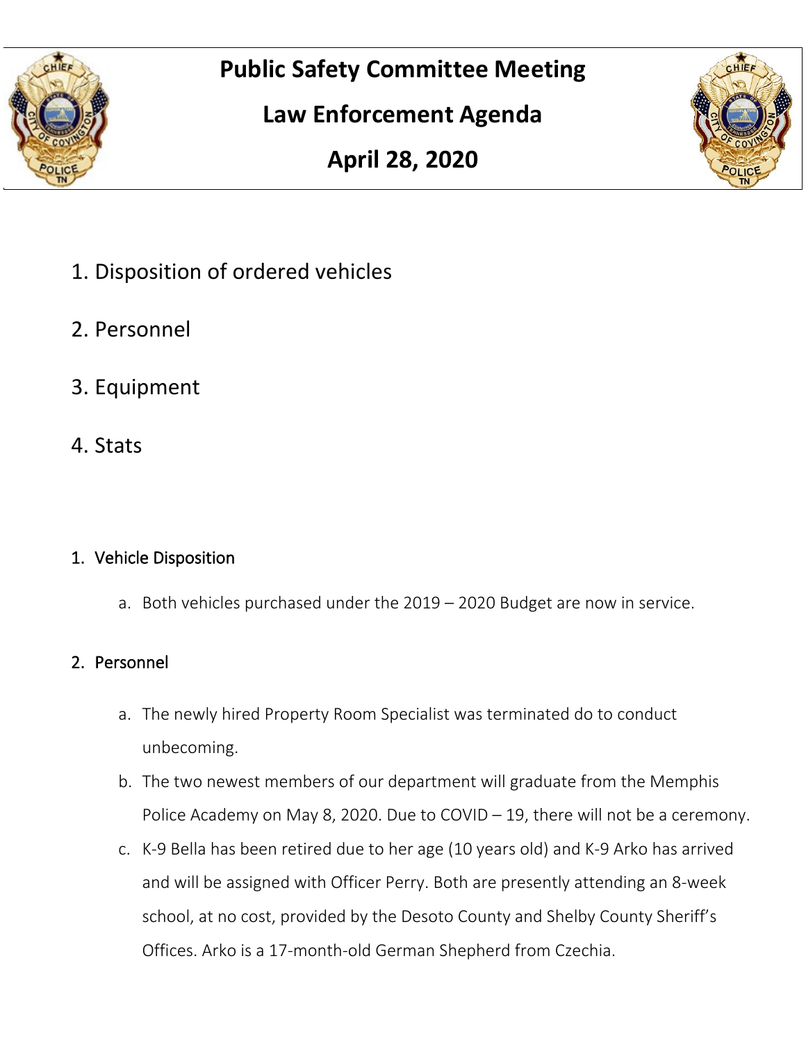# Public Safety Committee Meeting

# Law Enforcement Agenda

# April 28, 2020

1. Disposition of ordered vehicles
2. Personnel
3. Equipment
4. Stats

## 1. Vehicle Disposition

a. Both vehicles purchased under the 2019 – 2020 Budget are now in service.

## 2. Personnel

a. The newly hired Property Room Specialist was terminated do to conduct unbecoming.

b. The two newest members of our department will graduate from the Memphis Police Academy on May 8, 2020. Due to COVID – 19, there will not be a ceremony.

c. K-9 Bella has been retired due to her age (10 years old) and K-9 Arko has arrived and will be assigned with Officer Perry. Both are presently attending an 8-week school, at no cost, provided by the Desoto County and Shelby County Sheriff's Offices. Arko is a 17-month-old German Shepherd from Czechia.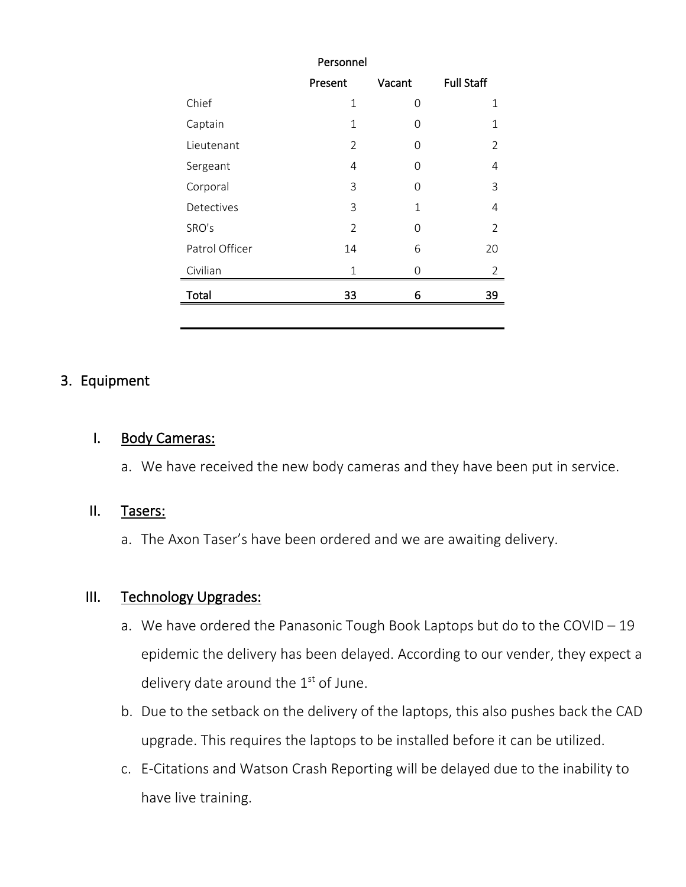| | Personnel | | |
|---|---|---|---|
| | Present | Vacant | Full Staff |
| Chief | 1 | 0 | 1 |
| Captain | 1 | 0 | 1 |
| Lieutenant | 2 | 0 | 2 |
| Sergeant | 4 | 0 | 4 |
| Corporal | 3 | 0 | 3 |
| Detectives | 3 | 1 | 4 |
| SRO's | 2 | 0 | 2 |
| Patrol Officer | 14 | 6 | 20 |
| Civilian | 1 | 0 | 2 |
| **Total** | **33** | **6** | **39** |

## 3. Equipment

### I. Body Cameras:

a. We have received the new body cameras and they have been put in service.

### II. Tasers:

a. The Axon Taser's have been ordered and we are awaiting delivery.

### III. Technology Upgrades:

a. We have ordered the Panasonic Tough Book Laptops but do to the COVID – 19 epidemic the delivery has been delayed. According to our vender, they expect a delivery date around the 1st of June.

b. Due to the setback on the delivery of the laptops, this also pushes back the CAD upgrade. This requires the laptops to be installed before it can be utilized.

c. E-Citations and Watson Crash Reporting will be delayed due to the inability to have live training.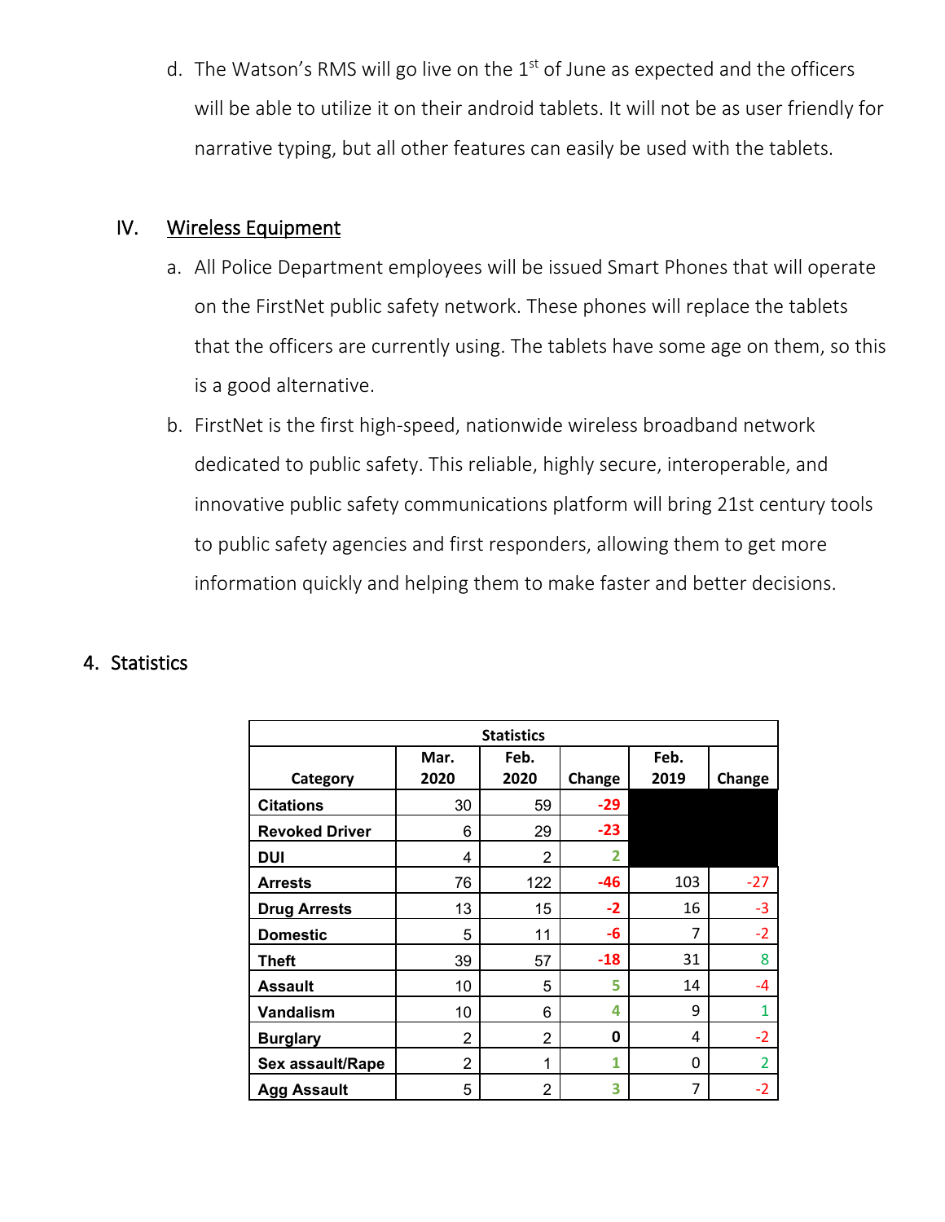d. The Watson's RMS will go live on the 1st of June as expected and the officers will be able to utilize it on their android tablets. It will not be as user friendly for narrative typing, but all other features can easily be used with the tablets.

## IV. Wireless Equipment

a. All Police Department employees will be issued Smart Phones that will operate on the FirstNet public safety network. These phones will replace the tablets that the officers are currently using. The tablets have some age on them, so this is a good alternative.

b. FirstNet is the first high-speed, nationwide wireless broadband network dedicated to public safety. This reliable, highly secure, interoperable, and innovative public safety communications platform will bring 21st century tools to public safety agencies and first responders, allowing them to get more information quickly and helping them to make faster and better decisions.

## 4. Statistics

| Statistics | | | | | |
|---|---|---|---|---|---|
| Category | Mar. 2020 | Feb. 2020 | Change | Feb. 2019 | Change |
| Citations | 30 | 59 | -29 | | |
| Revoked Driver | 6 | 29 | -23 | | |
| DUI | 4 | 2 | 2 | | |
| Arrests | 76 | 122 | -46 | 103 | -27 |
| Drug Arrests | 13 | 15 | -2 | 16 | -3 |
| Domestic | 5 | 11 | -6 | 7 | -2 |
| Theft | 39 | 57 | -18 | 31 | 8 |
| Assault | 10 | 5 | 5 | 14 | -4 |
| Vandalism | 10 | 6 | 4 | 9 | 1 |
| Burglary | 2 | 2 | 0 | 4 | -2 |
| Sex assault/Rape | 2 | 1 | 1 | 0 | 2 |
| Agg Assault | 5 | 2 | 3 | 7 | -2 |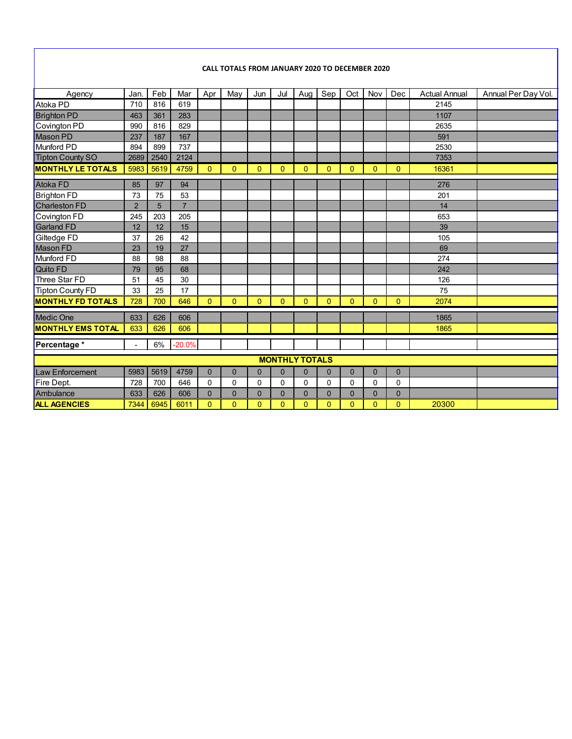**CALL TOTALS FROM JANUARY 2020 TO DECEMBER 2020**

| Agency | Jan. | Feb | Mar | Apr | May | Jun | Jul | Aug | Sep | Oct | Nov | Dec | Actual Annual | Annual Per Day Vol. |
|---|---|---|---|---|---|---|---|---|---|---|---|---|---|---|
| Atoka PD | 710 | 816 | 619 | | | | | | | | | | 2145 | |
| Brighton PD | 463 | 361 | 283 | | | | | | | | | | 1107 | |
| Covington PD | 990 | 816 | 829 | | | | | | | | | | 2635 | |
| Mason PD | 237 | 187 | 167 | | | | | | | | | | 591 | |
| Munford PD | 894 | 899 | 737 | | | | | | | | | | 2530 | |
| Tipton County SO | 2689 | 2540 | 2124 | | | | | | | | | | 7353 | |
| **MONTHLY LE TOTALS** | 5983 | 5619 | 4759 | 0 | 0 | 0 | 0 | 0 | 0 | 0 | 0 | 0 | 16361 | |
| Atoka FD | 85 | 97 | 94 | | | | | | | | | | 276 | |
| Brighton FD | 73 | 75 | 53 | | | | | | | | | | 201 | |
| Charleston FD | 2 | 5 | 7 | | | | | | | | | | 14 | |
| Covington FD | 245 | 203 | 205 | | | | | | | | | | 653 | |
| Garland FD | 12 | 12 | 15 | | | | | | | | | | 39 | |
| Giltedge FD | 37 | 26 | 42 | | | | | | | | | | 105 | |
| Mason FD | 23 | 19 | 27 | | | | | | | | | | 69 | |
| Munford FD | 88 | 98 | 88 | | | | | | | | | | 274 | |
| Quito FD | 79 | 95 | 68 | | | | | | | | | | 242 | |
| Three Star FD | 51 | 45 | 30 | | | | | | | | | | 126 | |
| Tipton County FD | 33 | 25 | 17 | | | | | | | | | | 75 | |
| **MONTHLY FD TOTALS** | 728 | 700 | 646 | 0 | 0 | 0 | 0 | 0 | 0 | 0 | 0 | 0 | 2074 | |
| Medic One | 633 | 626 | 606 | | | | | | | | | | 1865 | |
| **MONTHLY EMS TOTAL** | 633 | 626 | 606 | | | | | | | | | | 1865 | |
| **Percentage *** | - | 6% | -20.0% | | | | | | | | | | | |
| **MONTHLY TOTALS** | | | | | | | | | | | | | | |
| Law Enforcement | 5983 | 5619 | 4759 | 0 | 0 | 0 | 0 | 0 | 0 | 0 | 0 | 0 | | |
| Fire Dept. | 728 | 700 | 646 | 0 | 0 | 0 | 0 | 0 | 0 | 0 | 0 | 0 | | |
| Ambulance | 633 | 626 | 606 | 0 | 0 | 0 | 0 | 0 | 0 | 0 | 0 | 0 | | |
| **ALL AGENCIES** | 7344 | 6945 | 6011 | 0 | 0 | 0 | 0 | 0 | 0 | 0 | 0 | 0 | 20300 | |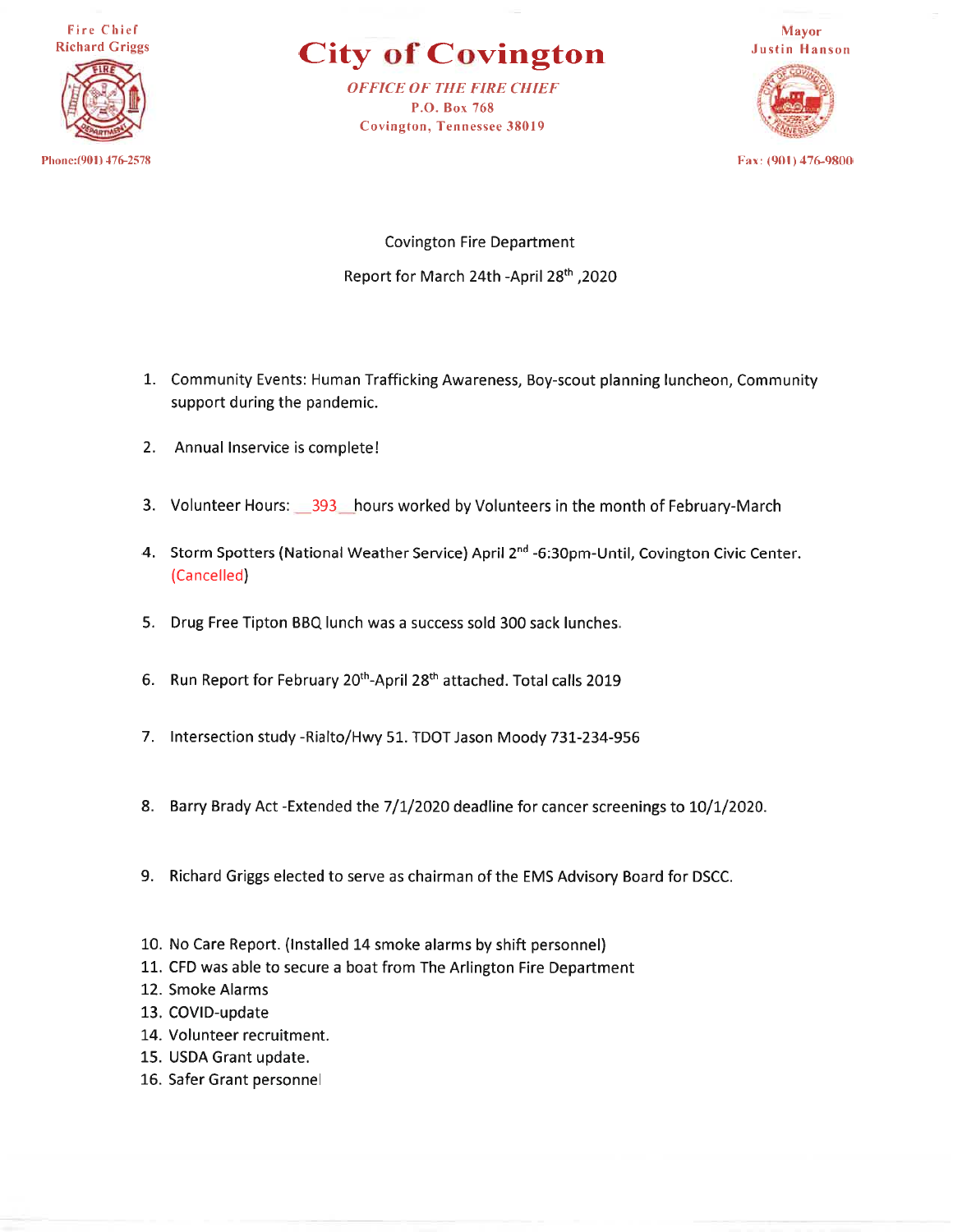Fire Chief
Richard Griggs

# City of Covington

*OFFICE OF THE FIRE CHIEF*
P.O. Box 768
Covington, Tennessee 38019

Mayor
Justin Hanson

Phone:(901) 476-2578

Fax: (901) 476-9800

Covington Fire Department

Report for March 24th -April 28th ,2020

1. Community Events: Human Trafficking Awareness, Boy-scout planning luncheon, Community support during the pandemic.
2. Annual Inservice is complete!
3. Volunteer Hours: __393__hours worked by Volunteers in the month of February-March
4. Storm Spotters (National Weather Service) April 2nd -6:30pm-Until, Covington Civic Center. (Cancelled)
5. Drug Free Tipton BBQ lunch was a success sold 300 sack lunches.
6. Run Report for February 20th-April 28th attached. Total calls 2019
7. Intersection study -Rialto/Hwy 51. TDOT Jason Moody 731-234-956
8. Barry Brady Act -Extended the 7/1/2020 deadline for cancer screenings to 10/1/2020.
9. Richard Griggs elected to serve as chairman of the EMS Advisory Board for DSCC.
10. No Care Report. (Installed 14 smoke alarms by shift personnel)
11. CFD was able to secure a boat from The Arlington Fire Department
12. Smoke Alarms
13. COVID-update
14. Volunteer recruitment.
15. USDA Grant update.
16. Safer Grant personnel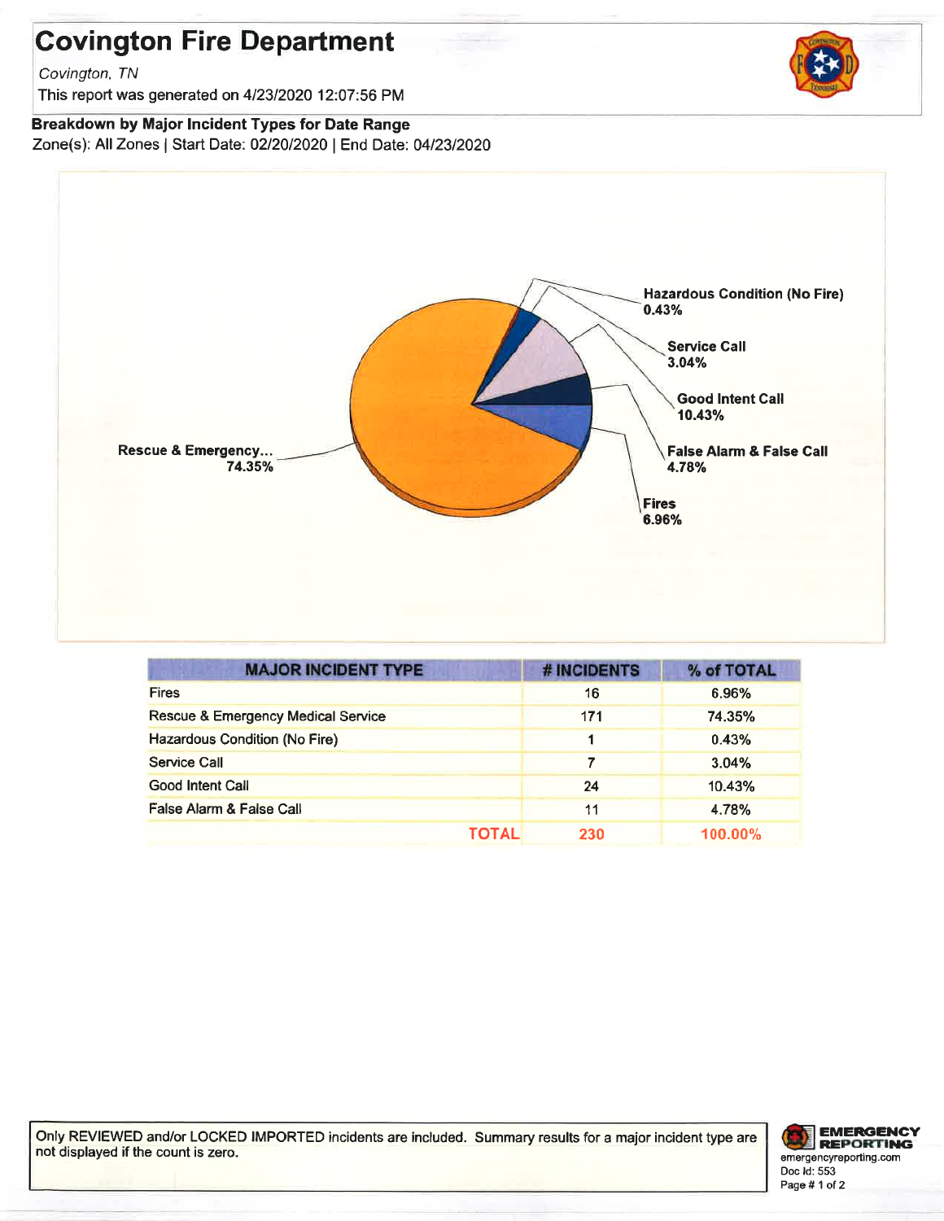# Covington Fire Department

*Covington, TN*

This report was generated on 4/23/2020 12:07:56 PM

**Breakdown by Major Incident Types for Date Range**

Zone(s): All Zones | Start Date: 02/20/2020 | End Date: 04/23/2020

Hazardous Condition (No Fire) 0.43%
Service Call 3.04%
Good Intent Call 10.43%
False Alarm & False Call 4.78%
Fires 6.96%
Rescue & Emergency... 74.35%

| MAJOR INCIDENT TYPE | # INCIDENTS | % of TOTAL |
|---|---|---|
| Fires | 16 | 6.96% |
| Rescue & Emergency Medical Service | 171 | 74.35% |
| Hazardous Condition (No Fire) | 1 | 0.43% |
| Service Call | 7 | 3.04% |
| Good Intent Call | 24 | 10.43% |
| False Alarm & False Call | 11 | 4.78% |
| TOTAL | 230 | 100.00% |

Only REVIEWED and/or LOCKED IMPORTED incidents are included. Summary results for a major incident type are not displayed if the count is zero.

EMERGENCY REPORTING
emergencyreporting.com
Doc Id: 553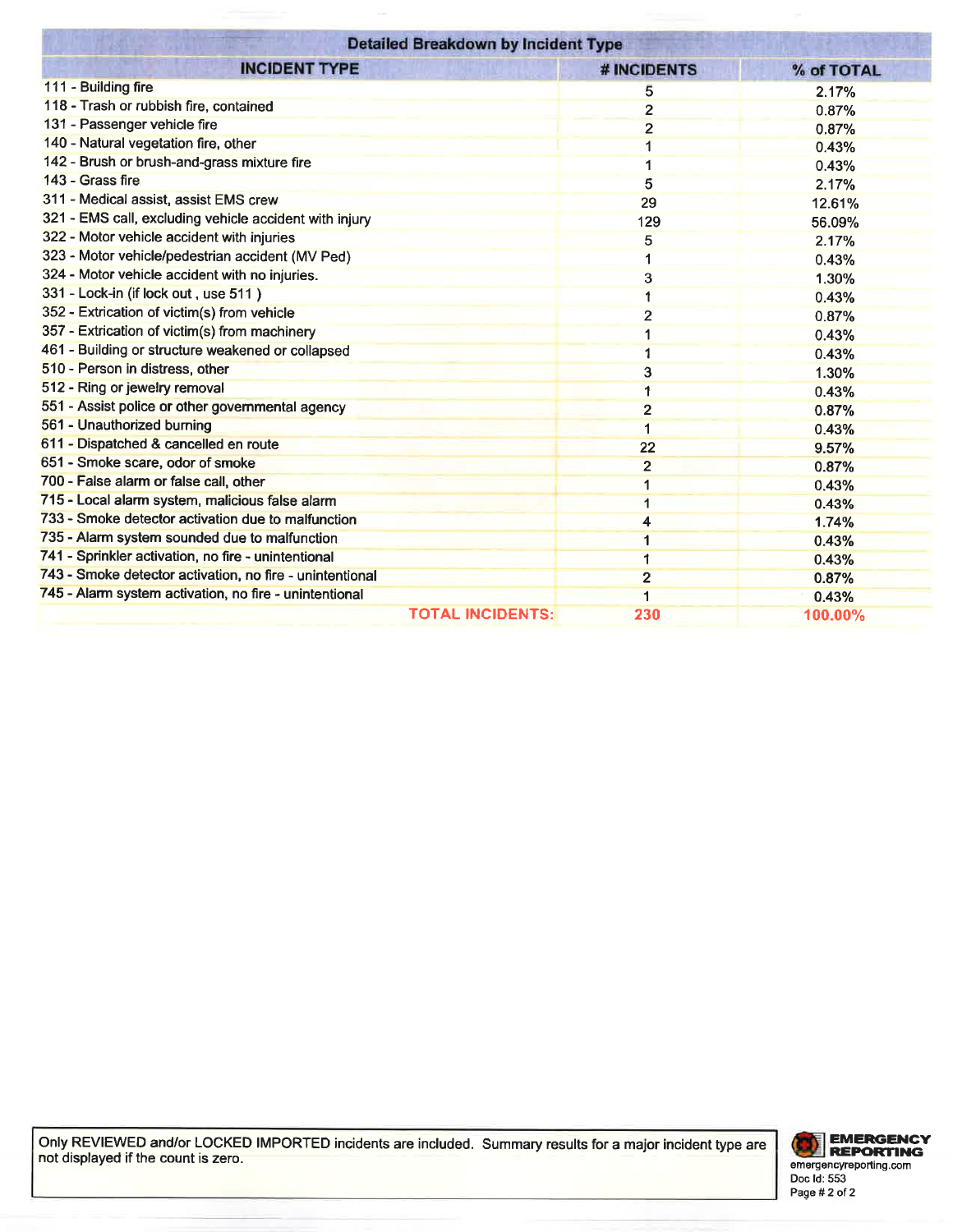| Detailed Breakdown by Incident Type | | |
|---|---|---|
| **INCIDENT TYPE** | **# INCIDENTS** | **% of TOTAL** |
| 111 - Building fire | 5 | 2.17% |
| 118 - Trash or rubbish fire, contained | 2 | 0.87% |
| 131 - Passenger vehicle fire | 2 | 0.87% |
| 140 - Natural vegetation fire, other | 1 | 0.43% |
| 142 - Brush or brush-and-grass mixture fire | 1 | 0.43% |
| 143 - Grass fire | 5 | 2.17% |
| 311 - Medical assist, assist EMS crew | 29 | 12.61% |
| 321 - EMS call, excluding vehicle accident with injury | 129 | 56.09% |
| 322 - Motor vehicle accident with injuries | 5 | 2.17% |
| 323 - Motor vehicle/pedestrian accident (MV Ped) | 1 | 0.43% |
| 324 - Motor vehicle accident with no injuries. | 3 | 1.30% |
| 331 - Lock-in (if lock out , use 511 ) | 1 | 0.43% |
| 352 - Extrication of victim(s) from vehicle | 2 | 0.87% |
| 357 - Extrication of victim(s) from machinery | 1 | 0.43% |
| 461 - Building or structure weakened or collapsed | 1 | 0.43% |
| 510 - Person in distress, other | 3 | 1.30% |
| 512 - Ring or jewelry removal | 1 | 0.43% |
| 551 - Assist police or other governmental agency | 2 | 0.87% |
| 561 - Unauthorized burning | 1 | 0.43% |
| 611 - Dispatched & cancelled en route | 22 | 9.57% |
| 651 - Smoke scare, odor of smoke | 2 | 0.87% |
| 700 - False alarm or false call, other | 1 | 0.43% |
| 715 - Local alarm system, malicious false alarm | 1 | 0.43% |
| 733 - Smoke detector activation due to malfunction | 4 | 1.74% |
| 735 - Alarm system sounded due to malfunction | 1 | 0.43% |
| 741 - Sprinkler activation, no fire - unintentional | 1 | 0.43% |
| 743 - Smoke detector activation, no fire - unintentional | 2 | 0.87% |
| 745 - Alarm system activation, no fire - unintentional | 1 | 0.43% |
| **TOTAL INCIDENTS:** | **230** | **100.00%** |

Only REVIEWED and/or LOCKED IMPORTED incidents are included. Summary results for a major incident type are not displayed if the count is zero.

EMERGENCY REPORTING
emergencyreporting.com
Doc Id: 553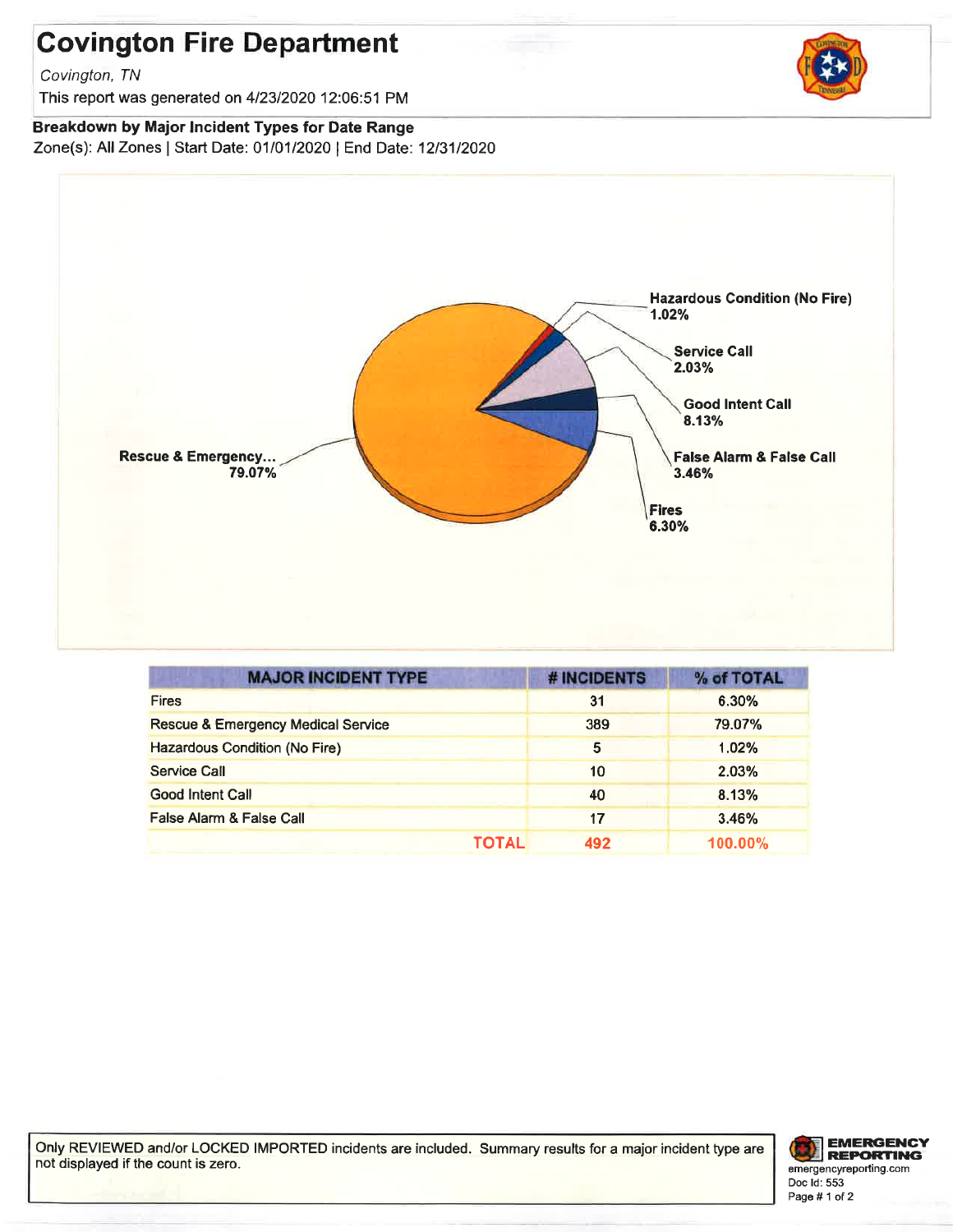# Covington Fire Department

*Covington, TN*

This report was generated on 4/23/2020 12:06:51 PM

**Breakdown by Major Incident Types for Date Range**

Zone(s): All Zones | Start Date: 01/01/2020 | End Date: 12/31/2020

Rescue & Emergency... 79.07%

Hazardous Condition (No Fire) 1.02%

Service Call 2.03%

Good Intent Call 8.13%

False Alarm & False Call 3.46%

Fires 6.30%

| MAJOR INCIDENT TYPE | # INCIDENTS | % of TOTAL |
|---|---|---|
| Fires | 31 | 6.30% |
| Rescue & Emergency Medical Service | 389 | 79.07% |
| Hazardous Condition (No Fire) | 5 | 1.02% |
| Service Call | 10 | 2.03% |
| Good Intent Call | 40 | 8.13% |
| False Alarm & False Call | 17 | 3.46% |
| **TOTAL** | **492** | **100.00%** |

Only REVIEWED and/or LOCKED IMPORTED incidents are included. Summary results for a major incident type are not displayed if the count is zero.

EMERGENCY REPORTING
emergencyreporting.com
Doc Id: 553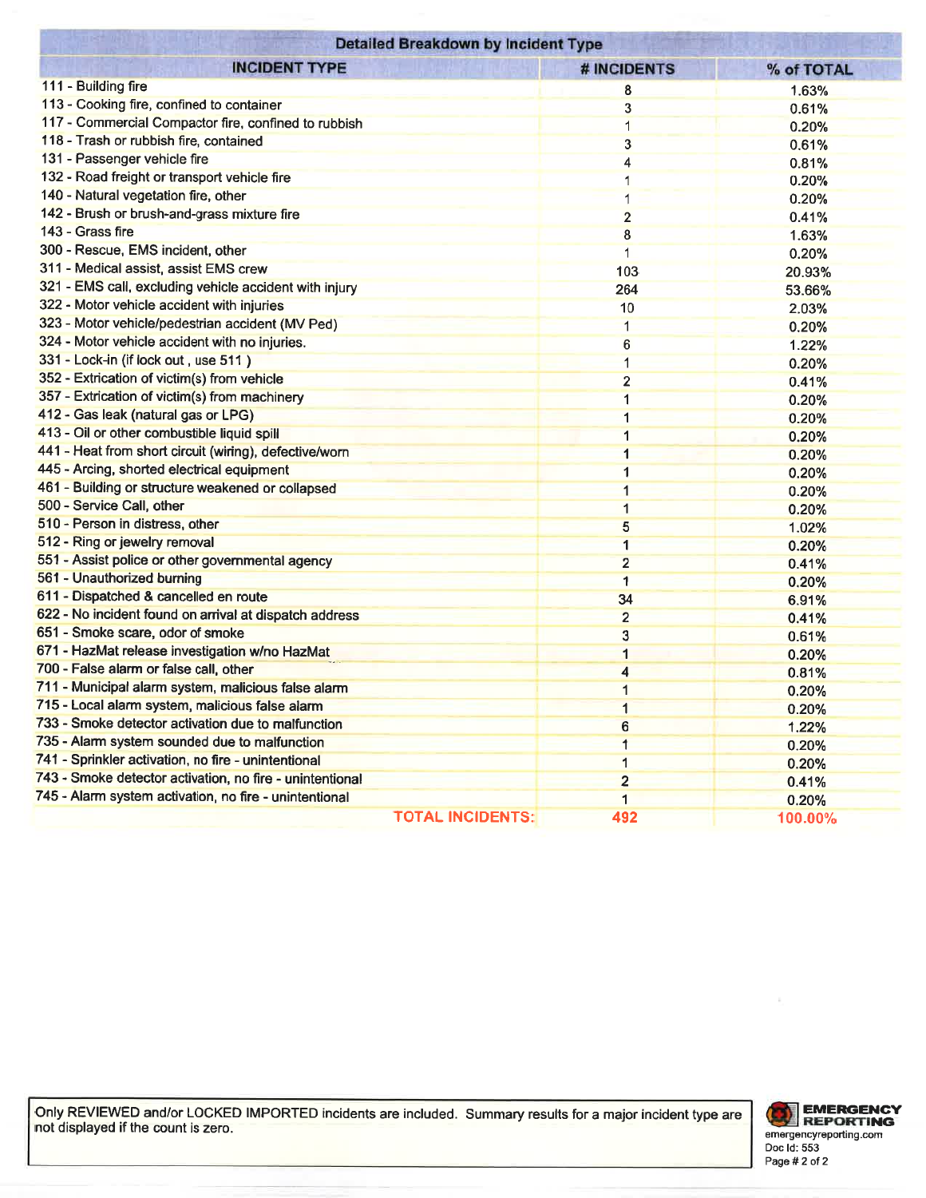## Detailed Breakdown by Incident Type

| INCIDENT TYPE | # INCIDENTS | % of TOTAL |
|---|---|---|
| 111 - Building fire | 8 | 1.63% |
| 113 - Cooking fire, confined to container | 3 | 0.61% |
| 117 - Commercial Compactor fire, confined to rubbish | 1 | 0.20% |
| 118 - Trash or rubbish fire, contained | 3 | 0.61% |
| 131 - Passenger vehicle fire | 4 | 0.81% |
| 132 - Road freight or transport vehicle fire | 1 | 0.20% |
| 140 - Natural vegetation fire, other | 1 | 0.20% |
| 142 - Brush or brush-and-grass mixture fire | 2 | 0.41% |
| 143 - Grass fire | 8 | 1.63% |
| 300 - Rescue, EMS incident, other | 1 | 0.20% |
| 311 - Medical assist, assist EMS crew | 103 | 20.93% |
| 321 - EMS call, excluding vehicle accident with injury | 264 | 53.66% |
| 322 - Motor vehicle accident with injuries | 10 | 2.03% |
| 323 - Motor vehicle/pedestrian accident (MV Ped) | 1 | 0.20% |
| 324 - Motor vehicle accident with no injuries. | 6 | 1.22% |
| 331 - Lock-in (if lock out , use 511 ) | 1 | 0.20% |
| 352 - Extrication of victim(s) from vehicle | 2 | 0.41% |
| 357 - Extrication of victim(s) from machinery | 1 | 0.20% |
| 412 - Gas leak (natural gas or LPG) | 1 | 0.20% |
| 413 - Oil or other combustible liquid spill | 1 | 0.20% |
| 441 - Heat from short circuit (wiring), defective/worn | 1 | 0.20% |
| 445 - Arcing, shorted electrical equipment | 1 | 0.20% |
| 461 - Building or structure weakened or collapsed | 1 | 0.20% |
| 500 - Service Call, other | 1 | 0.20% |
| 510 - Person in distress, other | 5 | 1.02% |
| 512 - Ring or jewelry removal | 1 | 0.20% |
| 551 - Assist police or other governmental agency | 2 | 0.41% |
| 561 - Unauthorized burning | 1 | 0.20% |
| 611 - Dispatched & cancelled en route | 34 | 6.91% |
| 622 - No incident found on arrival at dispatch address | 2 | 0.41% |
| 651 - Smoke scare, odor of smoke | 3 | 0.61% |
| 671 - HazMat release investigation w/no HazMat | 1 | 0.20% |
| 700 - False alarm or false call, other | 4 | 0.81% |
| 711 - Municipal alarm system, malicious false alarm | 1 | 0.20% |
| 715 - Local alarm system, malicious false alarm | 1 | 0.20% |
| 733 - Smoke detector activation due to malfunction | 6 | 1.22% |
| 735 - Alarm system sounded due to malfunction | 1 | 0.20% |
| 741 - Sprinkler activation, no fire - unintentional | 1 | 0.20% |
| 743 - Smoke detector activation, no fire - unintentional | 2 | 0.41% |
| 745 - Alarm system activation, no fire - unintentional | 1 | 0.20% |
| **TOTAL INCIDENTS:** | **492** | **100.00%** |

Only REVIEWED and/or LOCKED IMPORTED incidents are included. Summary results for a major incident type are not displayed if the count is zero.

EMERGENCY REPORTING
emergencyreporting.com
Doc Id: 553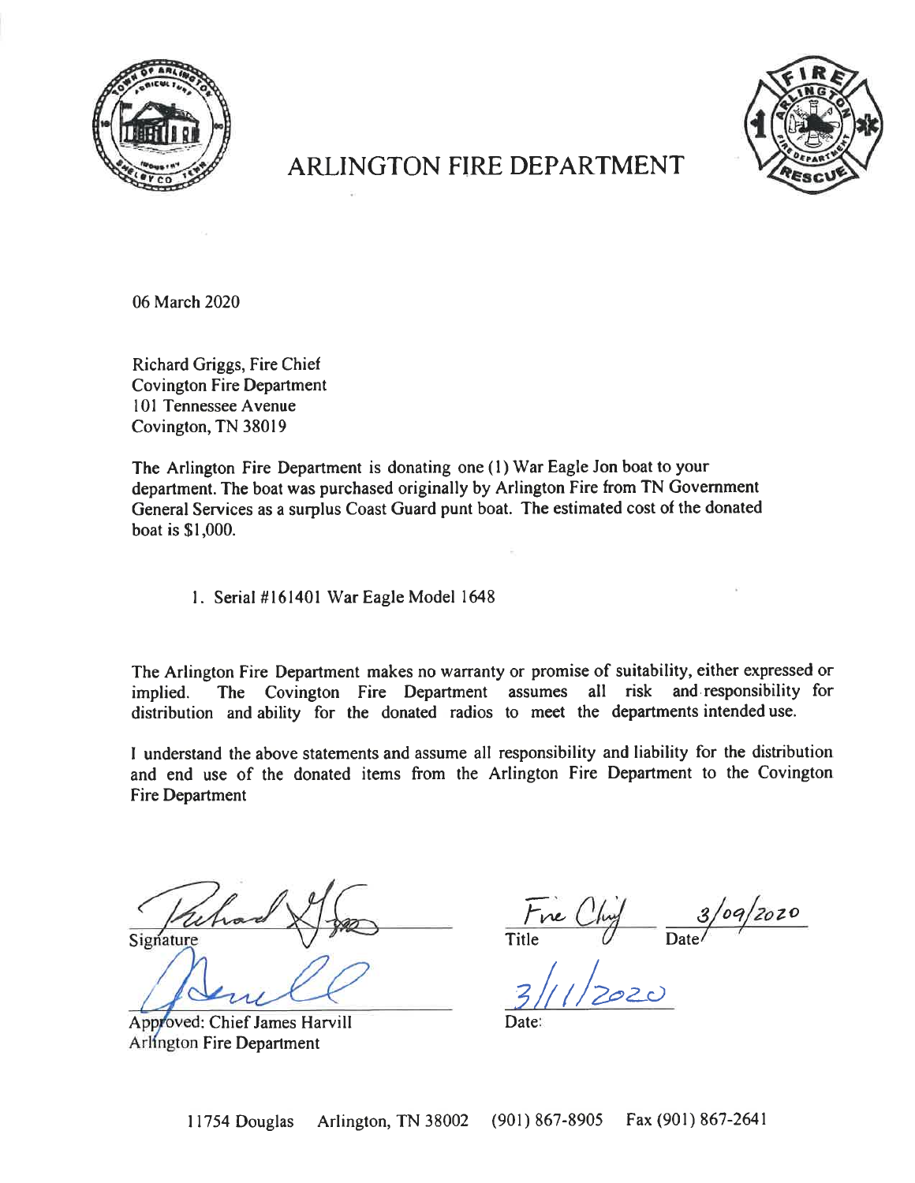# ARLINGTON FIRE DEPARTMENT

06 March 2020

Richard Griggs, Fire Chief
Covington Fire Department
101 Tennessee Avenue
Covington, TN 38019

The Arlington Fire Department is donating one (1) War Eagle Jon boat to your department. The boat was purchased originally by Arlington Fire from TN Government General Services as a surplus Coast Guard punt boat. The estimated cost of the donated boat is $1,000.

1. Serial #161401 War Eagle Model 1648

The Arlington Fire Department makes no warranty or promise of suitability, either expressed or implied. The Covington Fire Department assumes all risk and responsibility for distribution and ability for the donated radios to meet the departments intended use.

I understand the above statements and assume all responsibility and liability for the distribution and end use of the donated items from the Arlington Fire Department to the Covington Fire Department

Signature: Richard Griggs &emsp; Title: Fire Chief &emsp; Date: 3/09/2020

Approved: Chief James Harvill
Arlington Fire Department

Date: 3/11/2020

11754 Douglas &emsp; Arlington, TN 38002 &emsp; (901) 867-8905 &emsp; Fax (901) 867-2641